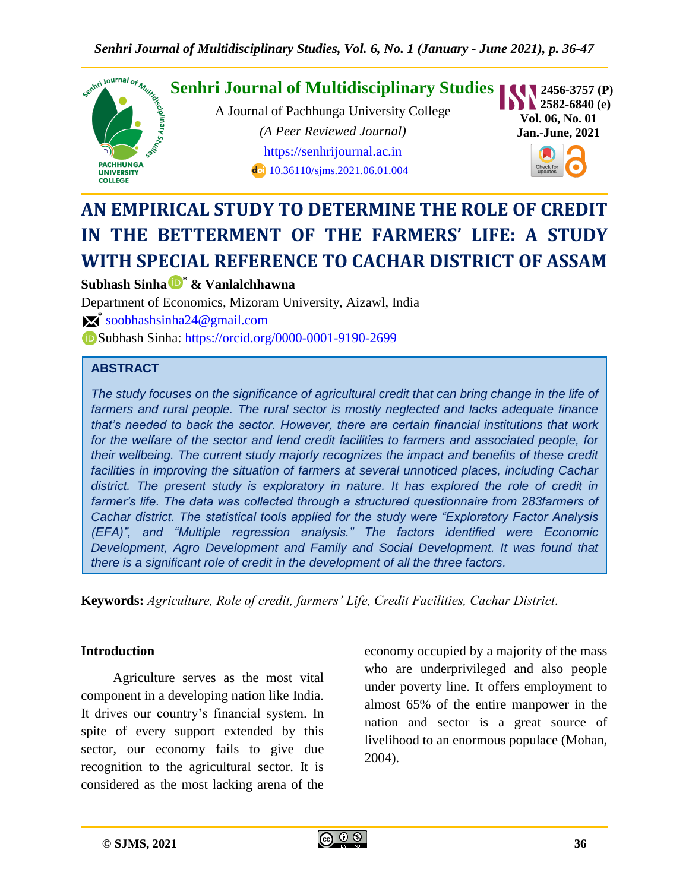# AN EMPIRICAL STUDY TO DETERMINE THE ROLE OF CREDIT IN THE BETTERMENT OF THE FARMERS' LIFE: A STUDY WITH SPECIAL REFERENCE TO CACHAR DISTRICT OF ASSAM

**Subhash Sinha* & Vanlalchhawna**

Department of Economics, Mizoram University, Aizawl, India

* soobhashsinha24@gmail.com

Subhash Sinha: https://orcid.org/0000-0001-9190-2699

## ABSTRACT

*The study focuses on the significance of agricultural credit that can bring change in the life of farmers and rural people. The rural sector is mostly neglected and lacks adequate finance that's needed to back the sector. However, there are certain financial institutions that work for the welfare of the sector and lend credit facilities to farmers and associated people, for their wellbeing. The current study majorly recognizes the impact and benefits of these credit facilities in improving the situation of farmers at several unnoticed places, including Cachar district. The present study is exploratory in nature. It has explored the role of credit in farmer's life. The data was collected through a structured questionnaire from 283farmers of Cachar district. The statistical tools applied for the study were "Exploratory Factor Analysis (EFA)", and "Multiple regression analysis." The factors identified were Economic Development, Agro Development and Family and Social Development. It was found that there is a significant role of credit in the development of all the three factors.*

**Keywords:** *Agriculture, Role of credit, farmers' Life, Credit Facilities, Cachar District.*

## Introduction

Agriculture serves as the most vital component in a developing nation like India. It drives our country's financial system. In spite of every support extended by this sector, our economy fails to give due recognition to the agricultural sector. It is considered as the most lacking arena of the economy occupied by a majority of the mass who are underprivileged and also people under poverty line. It offers employment to almost 65% of the entire manpower in the nation and sector is a great source of livelihood to an enormous populace (Mohan, 2004).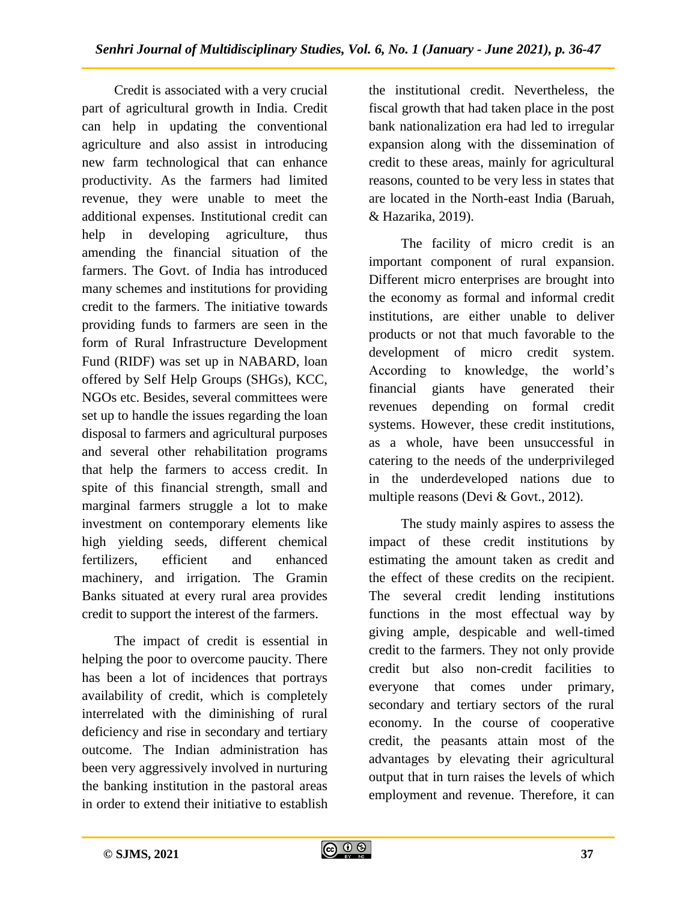Credit is associated with a very crucial part of agricultural growth in India. Credit can help in updating the conventional agriculture and also assist in introducing new farm technological that can enhance productivity. As the farmers had limited revenue, they were unable to meet the additional expenses. Institutional credit can help in developing agriculture, thus amending the financial situation of the farmers. The Govt. of India has introduced many schemes and institutions for providing credit to the farmers. The initiative towards providing funds to farmers are seen in the form of Rural Infrastructure Development Fund (RIDF) was set up in NABARD, loan offered by Self Help Groups (SHGs), KCC, NGOs etc. Besides, several committees were set up to handle the issues regarding the loan disposal to farmers and agricultural purposes and several other rehabilitation programs that help the farmers to access credit. In spite of this financial strength, small and marginal farmers struggle a lot to make investment on contemporary elements like high yielding seeds, different chemical fertilizers, efficient and enhanced machinery, and irrigation. The Gramin Banks situated at every rural area provides credit to support the interest of the farmers.

The impact of credit is essential in helping the poor to overcome paucity. There has been a lot of incidences that portrays availability of credit, which is completely interrelated with the diminishing of rural deficiency and rise in secondary and tertiary outcome. The Indian administration has been very aggressively involved in nurturing the banking institution in the pastoral areas in order to extend their initiative to establish the institutional credit. Nevertheless, the fiscal growth that had taken place in the post bank nationalization era had led to irregular expansion along with the dissemination of credit to these areas, mainly for agricultural reasons, counted to be very less in states that are located in the North-east India (Baruah, & Hazarika, 2019).

The facility of micro credit is an important component of rural expansion. Different micro enterprises are brought into the economy as formal and informal credit institutions, are either unable to deliver products or not that much favorable to the development of micro credit system. According to knowledge, the world's financial giants have generated their revenues depending on formal credit systems. However, these credit institutions, as a whole, have been unsuccessful in catering to the needs of the underprivileged in the underdeveloped nations due to multiple reasons (Devi & Govt., 2012).

The study mainly aspires to assess the impact of these credit institutions by estimating the amount taken as credit and the effect of these credits on the recipient. The several credit lending institutions functions in the most effectual way by giving ample, despicable and well-timed credit to the farmers. They not only provide credit but also non-credit facilities to everyone that comes under primary, secondary and tertiary sectors of the rural economy. In the course of cooperative credit, the peasants attain most of the advantages by elevating their agricultural output that in turn raises the levels of which employment and revenue. Therefore, it can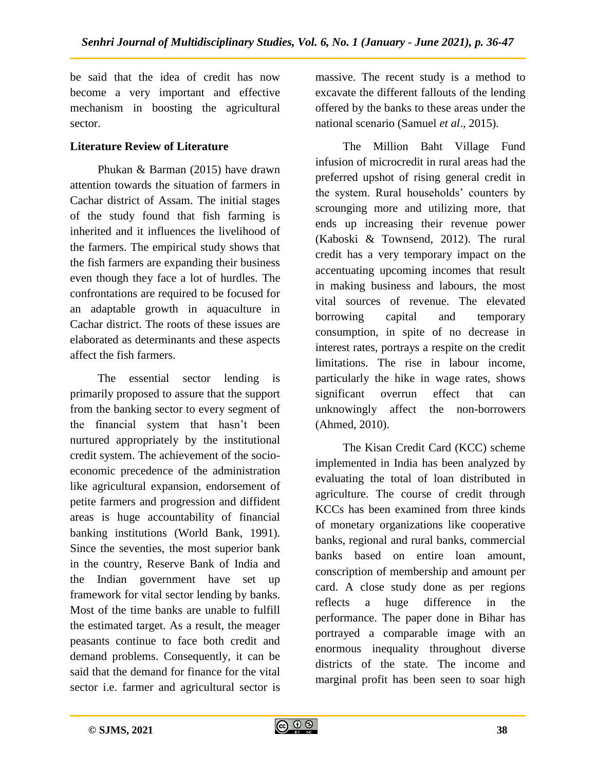be said that the idea of credit has now become a very important and effective mechanism in boosting the agricultural sector.

**Literature Review of Literature**

Phukan & Barman (2015) have drawn attention towards the situation of farmers in Cachar district of Assam. The initial stages of the study found that fish farming is inherited and it influences the livelihood of the farmers. The empirical study shows that the fish farmers are expanding their business even though they face a lot of hurdles. The confrontations are required to be focused for an adaptable growth in aquaculture in Cachar district. The roots of these issues are elaborated as determinants and these aspects affect the fish farmers.

The essential sector lending is primarily proposed to assure that the support from the banking sector to every segment of the financial system that hasn't been nurtured appropriately by the institutional credit system. The achievement of the socio-economic precedence of the administration like agricultural expansion, endorsement of petite farmers and progression and diffident areas is huge accountability of financial banking institutions (World Bank, 1991). Since the seventies, the most superior bank in the country, Reserve Bank of India and the Indian government have set up framework for vital sector lending by banks. Most of the time banks are unable to fulfill the estimated target. As a result, the meager peasants continue to face both credit and demand problems. Consequently, it can be said that the demand for finance for the vital sector i.e. farmer and agricultural sector is massive. The recent study is a method to excavate the different fallouts of the lending offered by the banks to these areas under the national scenario (Samuel *et al*., 2015).

The Million Baht Village Fund infusion of microcredit in rural areas had the preferred upshot of rising general credit in the system. Rural households' counters by scrounging more and utilizing more, that ends up increasing their revenue power (Kaboski & Townsend, 2012). The rural credit has a very temporary impact on the accentuating upcoming incomes that result in making business and labours, the most vital sources of revenue. The elevated borrowing capital and temporary consumption, in spite of no decrease in interest rates, portrays a respite on the credit limitations. The rise in labour income, particularly the hike in wage rates, shows significant overrun effect that can unknowingly affect the non-borrowers (Ahmed, 2010).

The Kisan Credit Card (KCC) scheme implemented in India has been analyzed by evaluating the total of loan distributed in agriculture. The course of credit through KCCs has been examined from three kinds of monetary organizations like cooperative banks, regional and rural banks, commercial banks based on entire loan amount, conscription of membership and amount per card. A close study done as per regions reflects a huge difference in the performance. The paper done in Bihar has portrayed a comparable image with an enormous inequality throughout diverse districts of the state. The income and marginal profit has been seen to soar high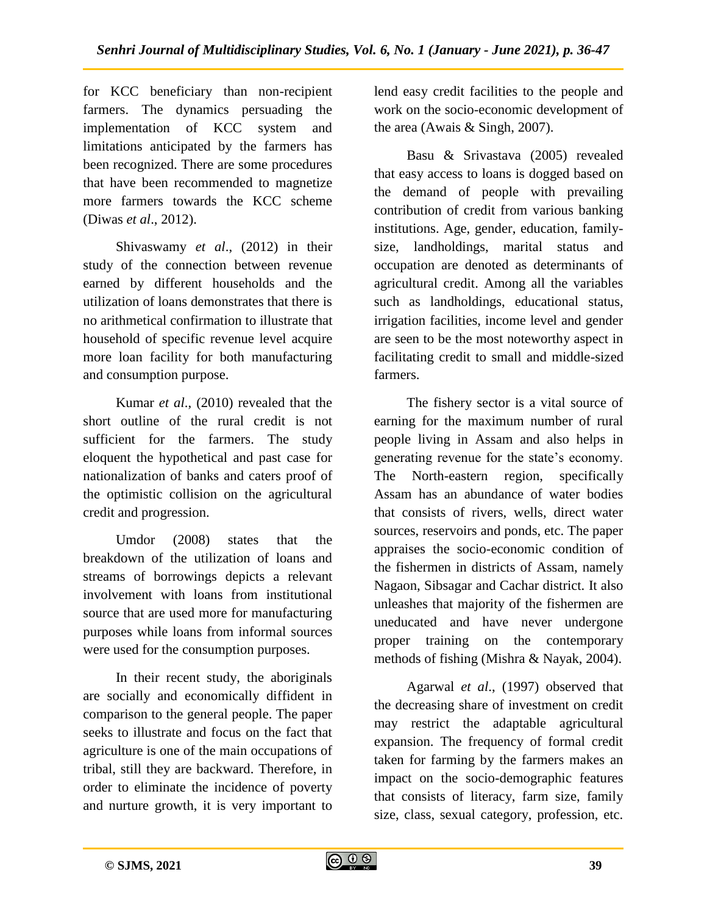for KCC beneficiary than non-recipient farmers. The dynamics persuading the implementation of KCC system and limitations anticipated by the farmers has been recognized. There are some procedures that have been recommended to magnetize more farmers towards the KCC scheme (Diwas *et al*., 2012).

Shivaswamy *et al*., (2012) in their study of the connection between revenue earned by different households and the utilization of loans demonstrates that there is no arithmetical confirmation to illustrate that household of specific revenue level acquire more loan facility for both manufacturing and consumption purpose.

Kumar *et al*., (2010) revealed that the short outline of the rural credit is not sufficient for the farmers. The study eloquent the hypothetical and past case for nationalization of banks and caters proof of the optimistic collision on the agricultural credit and progression.

Umdor (2008) states that the breakdown of the utilization of loans and streams of borrowings depicts a relevant involvement with loans from institutional source that are used more for manufacturing purposes while loans from informal sources were used for the consumption purposes.

In their recent study, the aboriginals are socially and economically diffident in comparison to the general people. The paper seeks to illustrate and focus on the fact that agriculture is one of the main occupations of tribal, still they are backward. Therefore, in order to eliminate the incidence of poverty and nurture growth, it is very important to lend easy credit facilities to the people and work on the socio-economic development of the area (Awais & Singh, 2007).

Basu & Srivastava (2005) revealed that easy access to loans is dogged based on the demand of people with prevailing contribution of credit from various banking institutions. Age, gender, education, family-size, landholdings, marital status and occupation are denoted as determinants of agricultural credit. Among all the variables such as landholdings, educational status, irrigation facilities, income level and gender are seen to be the most noteworthy aspect in facilitating credit to small and middle-sized farmers.

The fishery sector is a vital source of earning for the maximum number of rural people living in Assam and also helps in generating revenue for the state's economy. The North-eastern region, specifically Assam has an abundance of water bodies that consists of rivers, wells, direct water sources, reservoirs and ponds, etc. The paper appraises the socio-economic condition of the fishermen in districts of Assam, namely Nagaon, Sibsagar and Cachar district. It also unleashes that majority of the fishermen are uneducated and have never undergone proper training on the contemporary methods of fishing (Mishra & Nayak, 2004).

Agarwal *et al*., (1997) observed that the decreasing share of investment on credit may restrict the adaptable agricultural expansion. The frequency of formal credit taken for farming by the farmers makes an impact on the socio-demographic features that consists of literacy, farm size, family size, class, sexual category, profession, etc.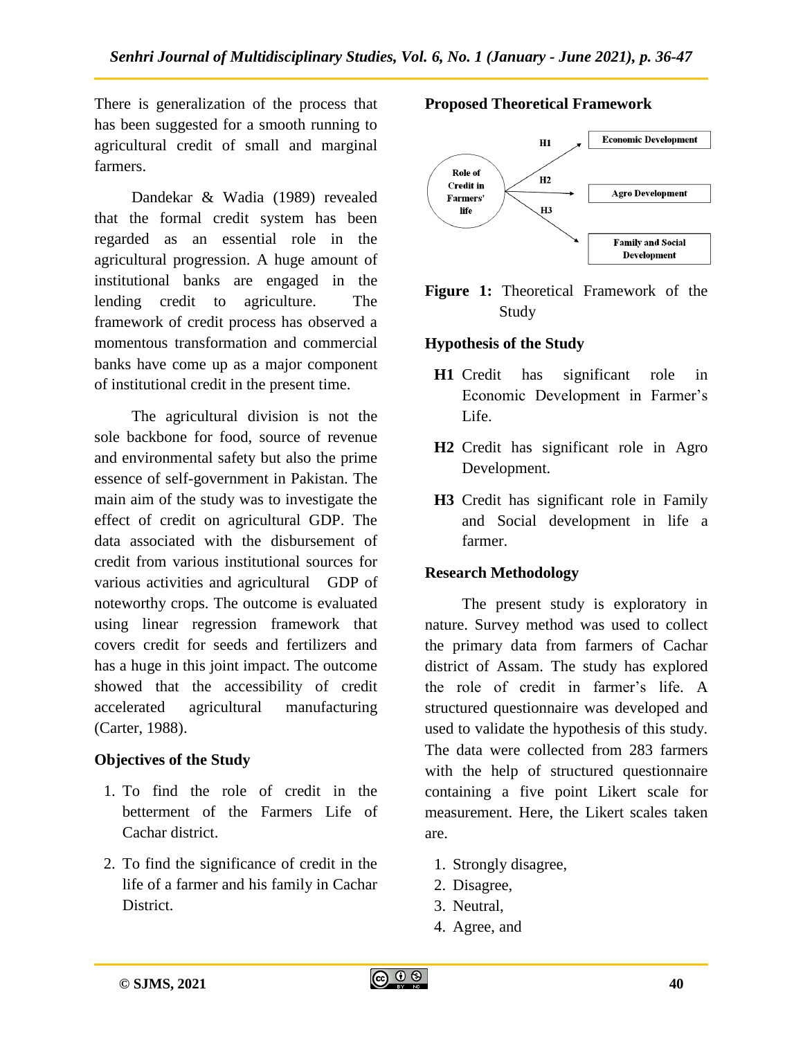There is generalization of the process that has been suggested for a smooth running to agricultural credit of small and marginal farmers.

Dandekar & Wadia (1989) revealed that the formal credit system has been regarded as an essential role in the agricultural progression. A huge amount of institutional banks are engaged in the lending credit to agriculture. The framework of credit process has observed a momentous transformation and commercial banks have come up as a major component of institutional credit in the present time.

The agricultural division is not the sole backbone for food, source of revenue and environmental safety but also the prime essence of self-government in Pakistan. The main aim of the study was to investigate the effect of credit on agricultural GDP. The data associated with the disbursement of credit from various institutional sources for various activities and agricultural GDP of noteworthy crops. The outcome is evaluated using linear regression framework that covers credit for seeds and fertilizers and has a huge in this joint impact. The outcome showed that the accessibility of credit accelerated agricultural manufacturing (Carter, 1988).

## Objectives of the Study

1. To find the role of credit in the betterment of the Farmers Life of Cachar district.
2. To find the significance of credit in the life of a farmer and his family in Cachar District.

## Proposed Theoretical Framework

Role of Credit in Farmers' life → H1 → Economic Development

Role of Credit in Farmers' life → H2 → Agro Development

Role of Credit in Farmers' life → H3 → Family and Social Development

**Figure 1:** Theoretical Framework of the Study

## Hypothesis of the Study

- **H1** Credit has significant role in Economic Development in Farmer's Life.
- **H2** Credit has significant role in Agro Development.
- **H3** Credit has significant role in Family and Social development in life a farmer.

## Research Methodology

The present study is exploratory in nature. Survey method was used to collect the primary data from farmers of Cachar district of Assam. The study has explored the role of credit in farmer's life. A structured questionnaire was developed and used to validate the hypothesis of this study. The data were collected from 283 farmers with the help of structured questionnaire containing a five point Likert scale for measurement. Here, the Likert scales taken are.

1. Strongly disagree,
2. Disagree,
3. Neutral,
4. Agree, and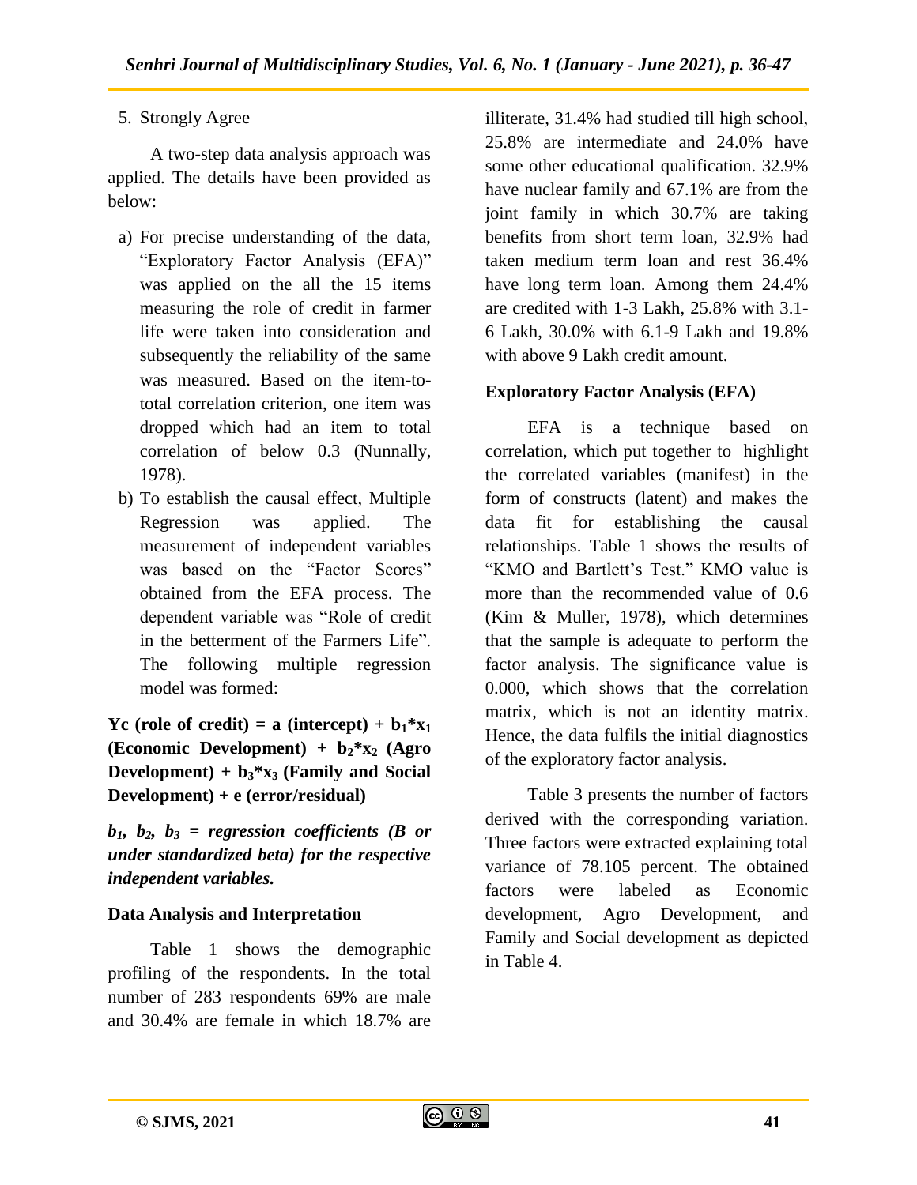5. Strongly Agree

A two-step data analysis approach was applied. The details have been provided as below:

a) For precise understanding of the data, "Exploratory Factor Analysis (EFA)" was applied on the all the 15 items measuring the role of credit in farmer life were taken into consideration and subsequently the reliability of the same was measured. Based on the item-to-total correlation criterion, one item was dropped which had an item to total correlation of below 0.3 (Nunnally, 1978).
b) To establish the causal effect, Multiple Regression was applied. The measurement of independent variables was based on the "Factor Scores" obtained from the EFA process. The dependent variable was "Role of credit in the betterment of the Farmers Life". The following multiple regression model was formed:

**Yc (role of credit) = a (intercept) + $b_1$\*$x_1$ (Economic Development) + $b_2$\*$x_2$ (Agro Development) + $b_3$\*$x_3$ (Family and Social Development) + e (error/residual)**

***$b_1$, $b_2$, $b_3$ = regression coefficients (B or under standardized beta) for the respective independent variables.***

**Data Analysis and Interpretation**

Table 1 shows the demographic profiling of the respondents. In the total number of 283 respondents 69% are male and 30.4% are female in which 18.7% are illiterate, 31.4% had studied till high school, 25.8% are intermediate and 24.0% have some other educational qualification. 32.9% have nuclear family and 67.1% are from the joint family in which 30.7% are taking benefits from short term loan, 32.9% had taken medium term loan and rest 36.4% have long term loan. Among them 24.4% are credited with 1-3 Lakh, 25.8% with 3.1-6 Lakh, 30.0% with 6.1-9 Lakh and 19.8% with above 9 Lakh credit amount.

**Exploratory Factor Analysis (EFA)**

EFA is a technique based on correlation, which put together to highlight the correlated variables (manifest) in the form of constructs (latent) and makes the data fit for establishing the causal relationships. Table 1 shows the results of "KMO and Bartlett's Test." KMO value is more than the recommended value of 0.6 (Kim & Muller, 1978), which determines that the sample is adequate to perform the factor analysis. The significance value is 0.000, which shows that the correlation matrix, which is not an identity matrix. Hence, the data fulfils the initial diagnostics of the exploratory factor analysis.

Table 3 presents the number of factors derived with the corresponding variation. Three factors were extracted explaining total variance of 78.105 percent. The obtained factors were labeled as Economic development, Agro Development, and Family and Social development as depicted in Table 4.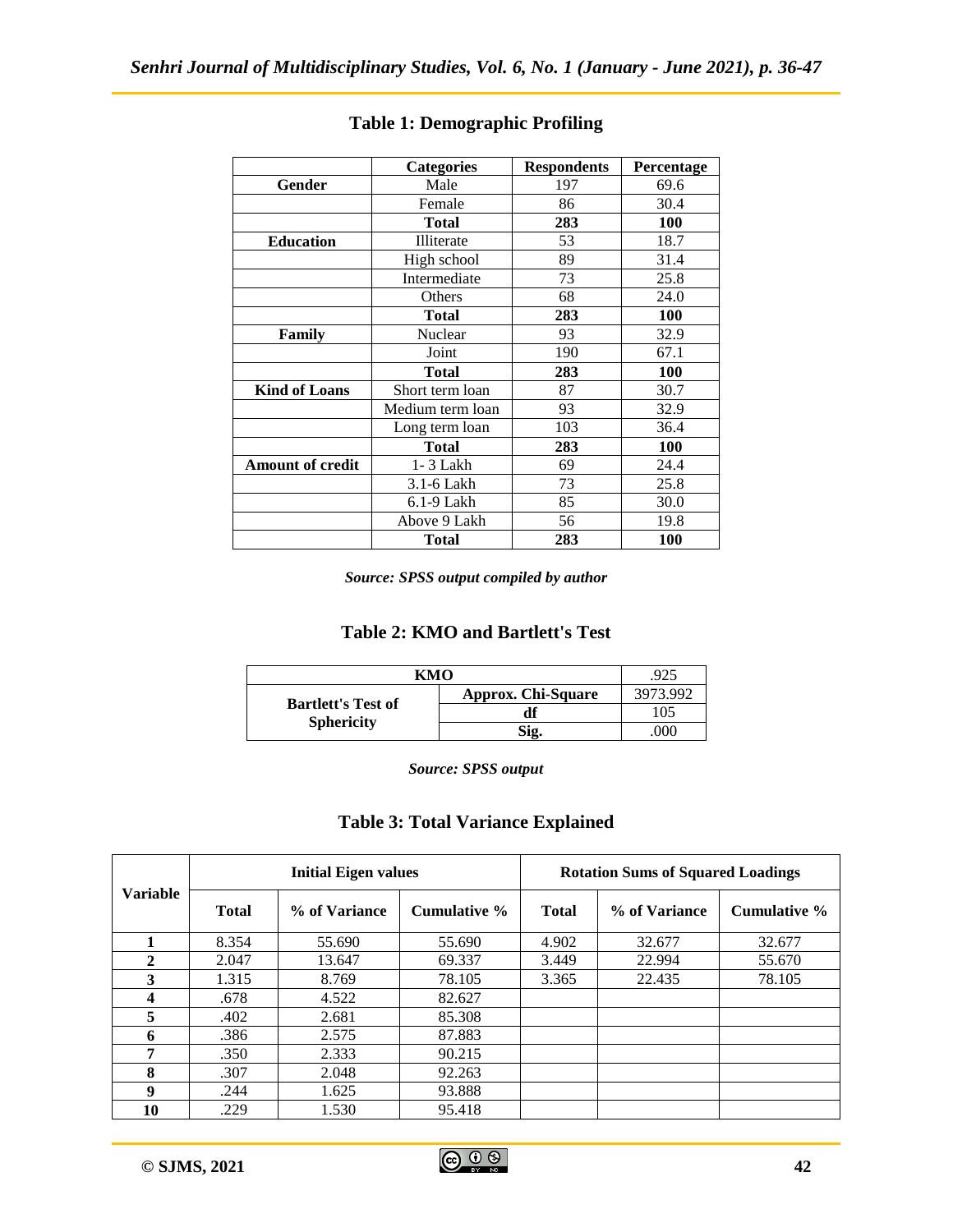## Table 1: Demographic Profiling

| | Categories | Respondents | Percentage |
|---|---|---|---|
| **Gender** | Male | 197 | 69.6 |
| | Female | 86 | 30.4 |
| | **Total** | **283** | **100** |
| **Education** | Illiterate | 53 | 18.7 |
| | High school | 89 | 31.4 |
| | Intermediate | 73 | 25.8 |
| | Others | 68 | 24.0 |
| | **Total** | **283** | **100** |
| **Family** | Nuclear | 93 | 32.9 |
| | Joint | 190 | 67.1 |
| | **Total** | **283** | **100** |
| **Kind of Loans** | Short term loan | 87 | 30.7 |
| | Medium term loan | 93 | 32.9 |
| | Long term loan | 103 | 36.4 |
| | **Total** | **283** | **100** |
| **Amount of credit** | 1- 3 Lakh | 69 | 24.4 |
| | 3.1-6 Lakh | 73 | 25.8 |
| | 6.1-9 Lakh | 85 | 30.0 |
| | Above 9 Lakh | 56 | 19.8 |
| | **Total** | **283** | **100** |

*Source: SPSS output compiled by author*

## Table 2: KMO and Bartlett's Test

| **KMO** | | .925 |
|---|---|---|
| **Bartlett's Test of Sphericity** | **Approx. Chi-Square** | 3973.992 |
| | **df** | 105 |
| | **Sig.** | .000 |

*Source: SPSS output*

## Table 3: Total Variance Explained

| Variable | Initial Eigen values | | | Rotation Sums of Squared Loadings | | |
|---|---|---|---|---|---|---|
| | Total | % of Variance | Cumulative % | Total | % of Variance | Cumulative % |
| **1** | 8.354 | 55.690 | 55.690 | 4.902 | 32.677 | 32.677 |
| **2** | 2.047 | 13.647 | 69.337 | 3.449 | 22.994 | 55.670 |
| **3** | 1.315 | 8.769 | 78.105 | 3.365 | 22.435 | 78.105 |
| **4** | .678 | 4.522 | 82.627 | | | |
| **5** | .402 | 2.681 | 85.308 | | | |
| **6** | .386 | 2.575 | 87.883 | | | |
| **7** | .350 | 2.333 | 90.215 | | | |
| **8** | .307 | 2.048 | 92.263 | | | |
| **9** | .244 | 1.625 | 93.888 | | | |
| **10** | .229 | 1.530 | 95.418 | | | |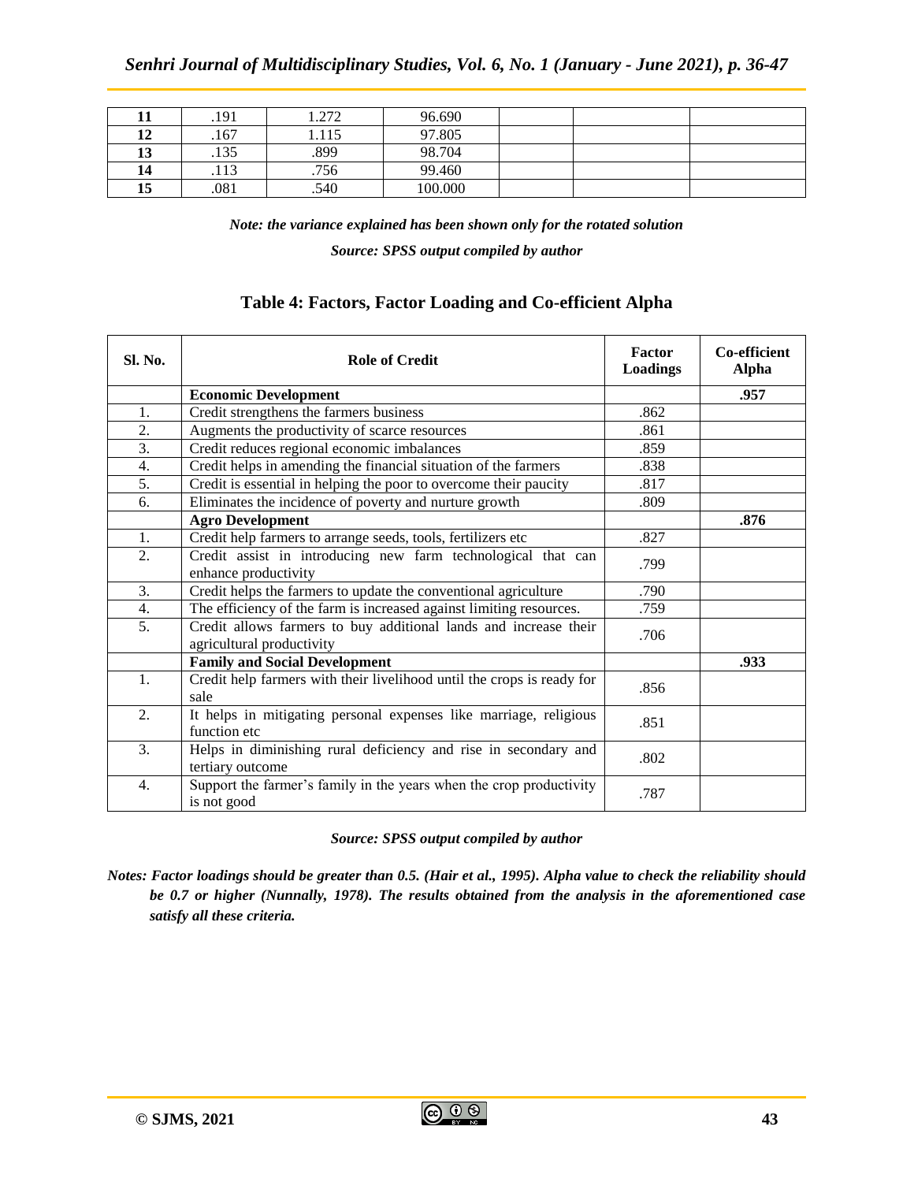| 11 | .191 | 1.272 | 96.690 | | | |
|---|---|---|---|---|---|---|
| 12 | .167 | 1.115 | 97.805 | | | |
| 13 | .135 | .899 | 98.704 | | | |
| 14 | .113 | .756 | 99.460 | | | |
| 15 | .081 | .540 | 100.000 | | | |

***Note: the variance explained has been shown only for the rotated solution***

***Source: SPSS output compiled by author***

## Table 4: Factors, Factor Loading and Co-efficient Alpha

| Sl. No. | Role of Credit | Factor Loadings | Co-efficient Alpha |
|---|---|---|---|
| | **Economic Development** | | **.957** |
| 1. | Credit strengthens the farmers business | .862 | |
| 2. | Augments the productivity of scarce resources | .861 | |
| 3. | Credit reduces regional economic imbalances | .859 | |
| 4. | Credit helps in amending the financial situation of the farmers | .838 | |
| 5. | Credit is essential in helping the poor to overcome their paucity | .817 | |
| 6. | Eliminates the incidence of poverty and nurture growth | .809 | |
| | **Agro Development** | | **.876** |
| 1. | Credit help farmers to arrange seeds, tools, fertilizers etc | .827 | |
| 2. | Credit assist in introducing new farm technological that can enhance productivity | .799 | |
| 3. | Credit helps the farmers to update the conventional agriculture | .790 | |
| 4. | The efficiency of the farm is increased against limiting resources. | .759 | |
| 5. | Credit allows farmers to buy additional lands and increase their agricultural productivity | .706 | |
| | **Family and Social Development** | | **.933** |
| 1. | Credit help farmers with their livelihood until the crops is ready for sale | .856 | |
| 2. | It helps in mitigating personal expenses like marriage, religious function etc | .851 | |
| 3. | Helps in diminishing rural deficiency and rise in secondary and tertiary outcome | .802 | |
| 4. | Support the farmer's family in the years when the crop productivity is not good | .787 | |

***Source: SPSS output compiled by author***

***Notes: Factor loadings should be greater than 0.5. (Hair et al., 1995). Alpha value to check the reliability should be 0.7 or higher (Nunnally, 1978). The results obtained from the analysis in the aforementioned case satisfy all these criteria.***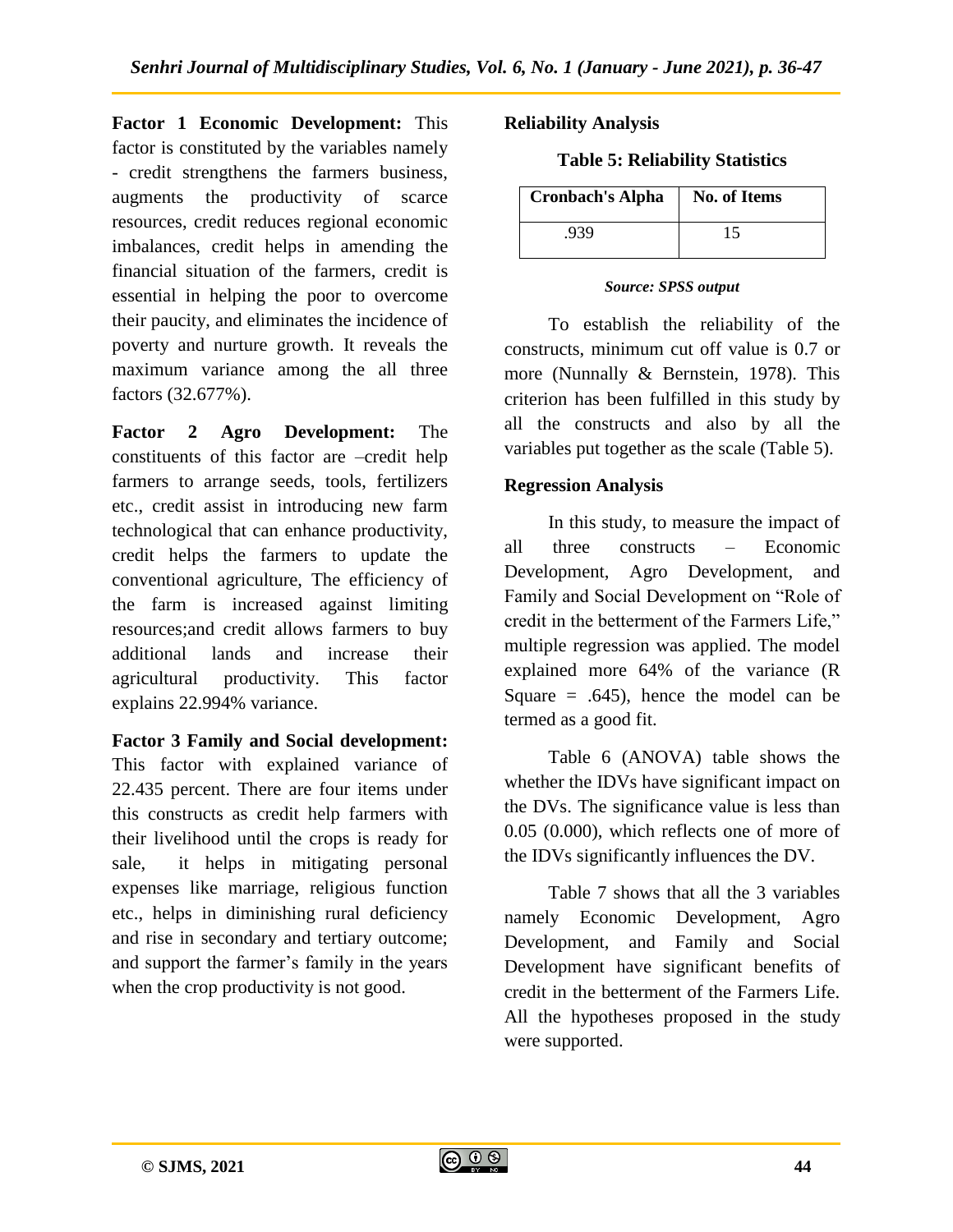**Factor 1 Economic Development:** This factor is constituted by the variables namely - credit strengthens the farmers business, augments the productivity of scarce resources, credit reduces regional economic imbalances, credit helps in amending the financial situation of the farmers, credit is essential in helping the poor to overcome their paucity, and eliminates the incidence of poverty and nurture growth. It reveals the maximum variance among the all three factors (32.677%).

**Factor 2 Agro Development:** The constituents of this factor are –credit help farmers to arrange seeds, tools, fertilizers etc., credit assist in introducing new farm technological that can enhance productivity, credit helps the farmers to update the conventional agriculture, The efficiency of the farm is increased against limiting resources;and credit allows farmers to buy additional lands and increase their agricultural productivity. This factor explains 22.994% variance.

**Factor 3 Family and Social development:** This factor with explained variance of 22.435 percent. There are four items under this constructs as credit help farmers with their livelihood until the crops is ready for sale, it helps in mitigating personal expenses like marriage, religious function etc., helps in diminishing rural deficiency and rise in secondary and tertiary outcome; and support the farmer's family in the years when the crop productivity is not good.

**Reliability Analysis**

**Table 5: Reliability Statistics**

| Cronbach's Alpha | No. of Items |
|---|---|
| .939 | 15 |

***Source: SPSS output***

To establish the reliability of the constructs, minimum cut off value is 0.7 or more (Nunnally & Bernstein, 1978). This criterion has been fulfilled in this study by all the constructs and also by all the variables put together as the scale (Table 5).

**Regression Analysis**

In this study, to measure the impact of all three constructs – Economic Development, Agro Development, and Family and Social Development on "Role of credit in the betterment of the Farmers Life," multiple regression was applied. The model explained more 64% of the variance (R Square = .645), hence the model can be termed as a good fit.

Table 6 (ANOVA) table shows the whether the IDVs have significant impact on the DVs. The significance value is less than 0.05 (0.000), which reflects one of more of the IDVs significantly influences the DV.

Table 7 shows that all the 3 variables namely Economic Development, Agro Development, and Family and Social Development have significant benefits of credit in the betterment of the Farmers Life. All the hypotheses proposed in the study were supported.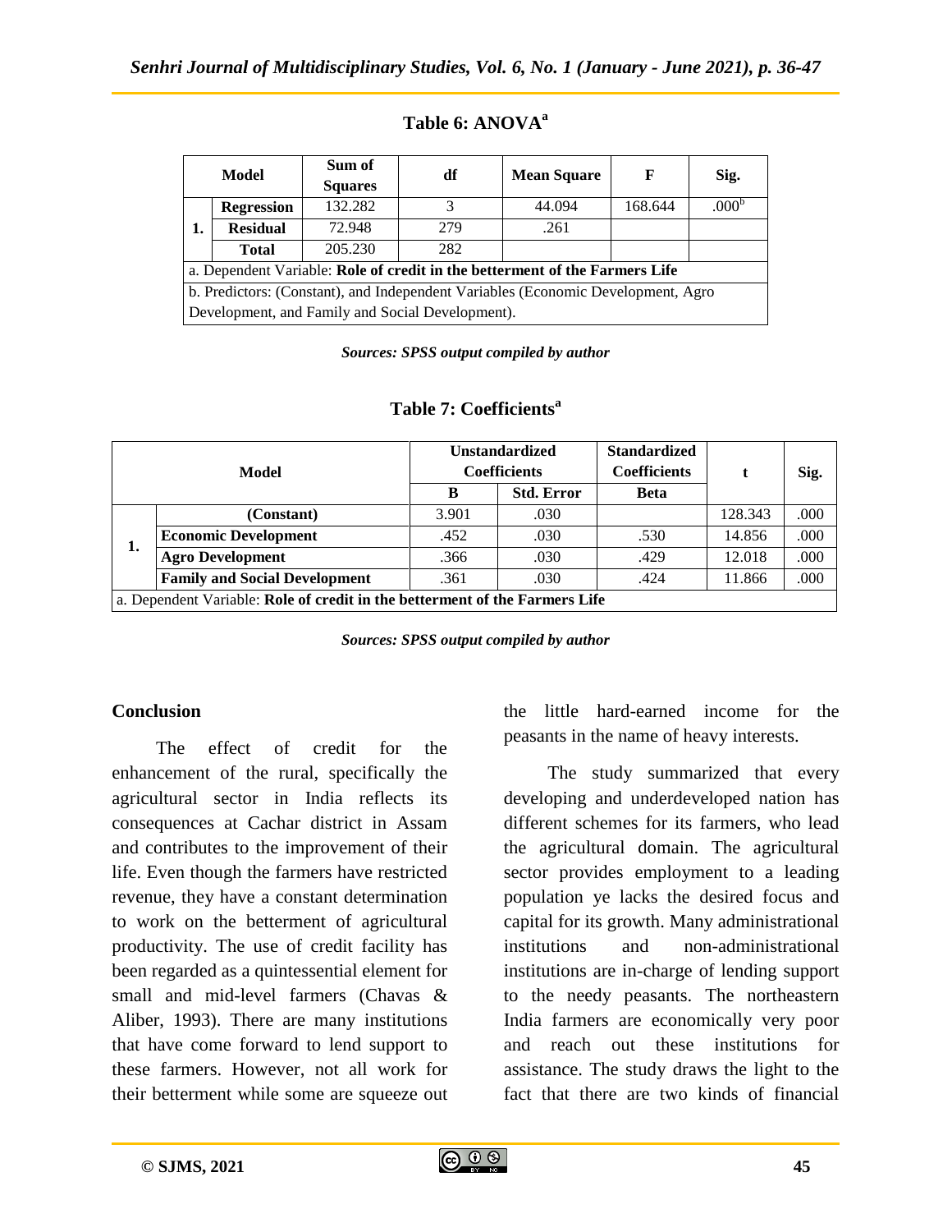**Table 6: ANOVA[a]**

| Model | | Sum of Squares | df | Mean Square | F | Sig. |
|---|---|---|---|---|---|---|
| 1. | Regression | 132.282 | 3 | 44.094 | 168.644 | .000[b] |
| | Residual | 72.948 | 279 | .261 | | |
| | Total | 205.230 | 282 | | | |

a. Dependent Variable: **Role of credit in the betterment of the Farmers Life**

b. Predictors: (Constant), and Independent Variables (Economic Development, Agro Development, and Family and Social Development).

***Sources: SPSS output compiled by author***

**Table 7: Coefficients[a]**

| Model | | Unstandardized Coefficients | | Standardized Coefficients | t | Sig. |
|---|---|---|---|---|---|---|
| | | B | Std. Error | Beta | | |
| 1. | (Constant) | 3.901 | .030 | | 128.343 | .000 |
| | Economic Development | .452 | .030 | .530 | 14.856 | .000 |
| | Agro Development | .366 | .030 | .429 | 12.018 | .000 |
| | Family and Social Development | .361 | .030 | .424 | 11.866 | .000 |

a. Dependent Variable: **Role of credit in the betterment of the Farmers Life**

***Sources: SPSS output compiled by author***

## Conclusion

The effect of credit for the enhancement of the rural, specifically the agricultural sector in India reflects its consequences at Cachar district in Assam and contributes to the improvement of their life. Even though the farmers have restricted revenue, they have a constant determination to work on the betterment of agricultural productivity. The use of credit facility has been regarded as a quintessential element for small and mid-level farmers (Chavas & Aliber, 1993). There are many institutions that have come forward to lend support to these farmers. However, not all work for their betterment while some are squeeze out the little hard-earned income for the peasants in the name of heavy interests.

The study summarized that every developing and underdeveloped nation has different schemes for its farmers, who lead the agricultural domain. The agricultural sector provides employment to a leading population ye lacks the desired focus and capital for its growth. Many administrational institutions and non-administrational institutions are in-charge of lending support to the needy peasants. The northeastern India farmers are economically very poor and reach out these institutions for assistance. The study draws the light to the fact that there are two kinds of financial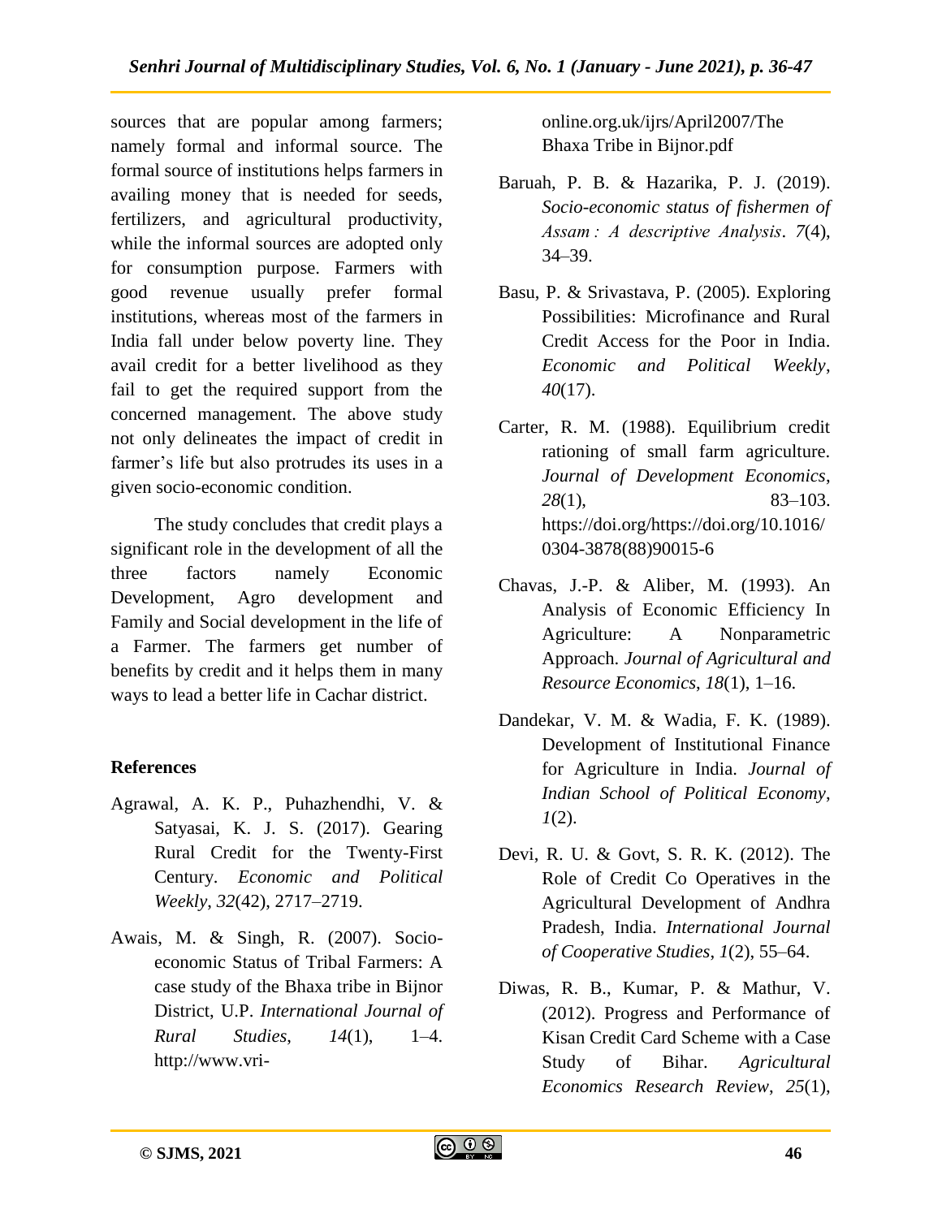sources that are popular among farmers; namely formal and informal source. The formal source of institutions helps farmers in availing money that is needed for seeds, fertilizers, and agricultural productivity, while the informal sources are adopted only for consumption purpose. Farmers with good revenue usually prefer formal institutions, whereas most of the farmers in India fall under below poverty line. They avail credit for a better livelihood as they fail to get the required support from the concerned management. The above study not only delineates the impact of credit in farmer's life but also protrudes its uses in a given socio-economic condition.

The study concludes that credit plays a significant role in the development of all the three factors namely Economic Development, Agro development and Family and Social development in the life of a Farmer. The farmers get number of benefits by credit and it helps them in many ways to lead a better life in Cachar district.

## References

Agrawal, A. K. P., Puhazhendhi, V. & Satyasai, K. J. S. (2017). Gearing Rural Credit for the Twenty-First Century. *Economic and Political Weekly*, *32*(42), 2717–2719.

Awais, M. & Singh, R. (2007). Socio-economic Status of Tribal Farmers: A case study of the Bhaxa tribe in Bijnor District, U.P. *International Journal of Rural Studies*, *14*(1), 1–4. http://www.vri-online.org.uk/ijrs/April2007/The Bhaxa Tribe in Bijnor.pdf

Baruah, P. B. & Hazarika, P. J. (2019). *Socio-economic status of fishermen of Assam : A descriptive Analysis*. *7*(4), 34–39.

Basu, P. & Srivastava, P. (2005). Exploring Possibilities: Microfinance and Rural Credit Access for the Poor in India. *Economic and Political Weekly*, *40*(17).

Carter, R. M. (1988). Equilibrium credit rationing of small farm agriculture. *Journal of Development Economics*, *28*(1), 83–103. https://doi.org/https://doi.org/10.1016/0304-3878(88)90015-6

Chavas, J.-P. & Aliber, M. (1993). An Analysis of Economic Efficiency In Agriculture: A Nonparametric Approach. *Journal of Agricultural and Resource Economics*, *18*(1), 1–16.

Dandekar, V. M. & Wadia, F. K. (1989). Development of Institutional Finance for Agriculture in India. *Journal of Indian School of Political Economy*, *1*(2).

Devi, R. U. & Govt, S. R. K. (2012). The Role of Credit Co Operatives in the Agricultural Development of Andhra Pradesh, India. *International Journal of Cooperative Studies*, *1*(2), 55–64.

Diwas, R. B., Kumar, P. & Mathur, V. (2012). Progress and Performance of Kisan Credit Card Scheme with a Case Study of Bihar. *Agricultural Economics Research Review*, *25*(1),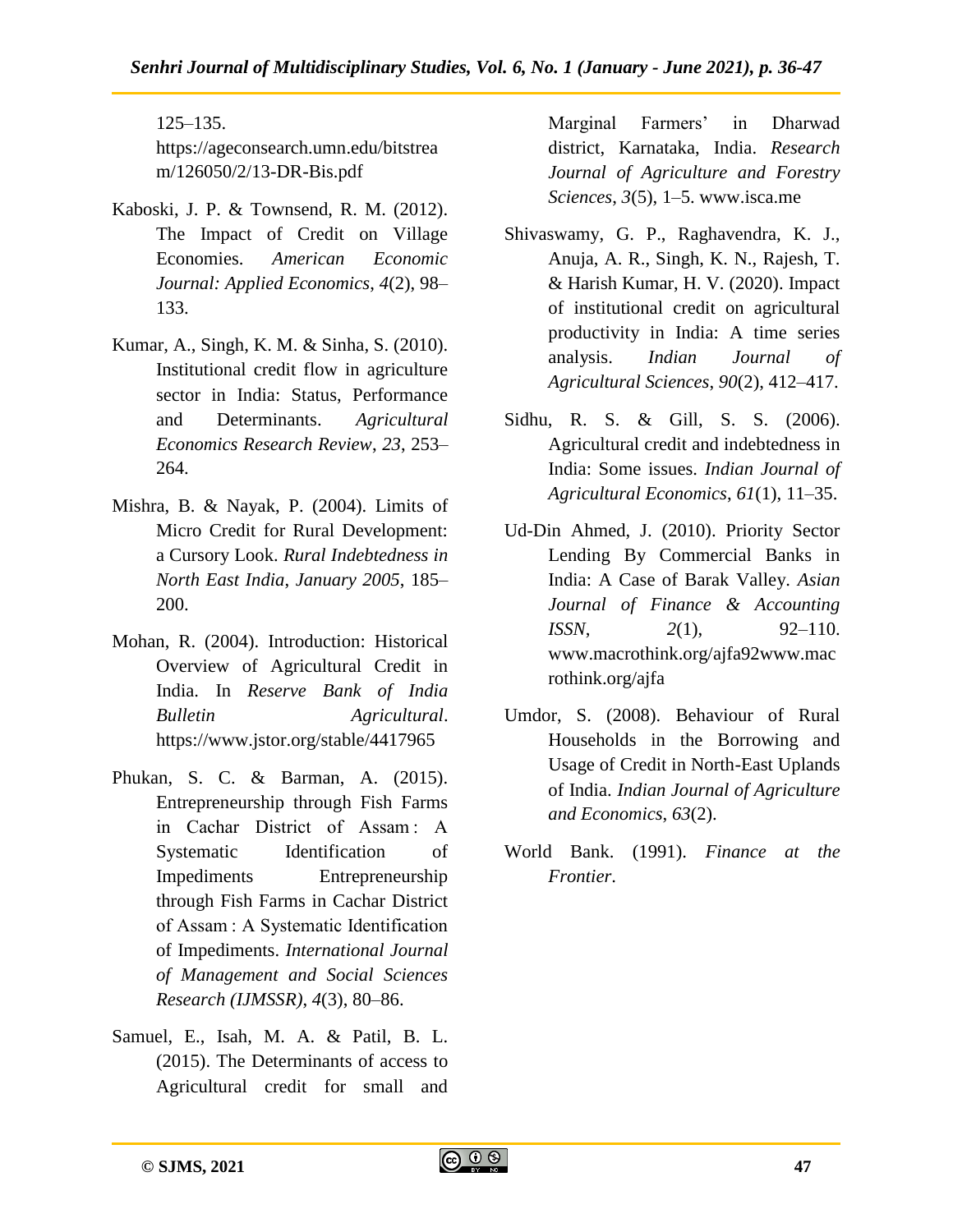125–135. https://ageconsearch.umn.edu/bitstream/126050/2/13-DR-Bis.pdf

Kaboski, J. P. & Townsend, R. M. (2012). The Impact of Credit on Village Economies. *American Economic Journal: Applied Economics*, *4*(2), 98–133.

Kumar, A., Singh, K. M. & Sinha, S. (2010). Institutional credit flow in agriculture sector in India: Status, Performance and Determinants. *Agricultural Economics Research Review*, *23*, 253–264.

Mishra, B. & Nayak, P. (2004). Limits of Micro Credit for Rural Development: a Cursory Look. *Rural Indebtedness in North East India*, *January 2005*, 185–200.

Mohan, R. (2004). Introduction: Historical Overview of Agricultural Credit in India. In *Reserve Bank of India Bulletin Agricultural*. https://www.jstor.org/stable/4417965

Phukan, S. C. & Barman, A. (2015). Entrepreneurship through Fish Farms in Cachar District of Assam : A Systematic Identification of Impediments Entrepreneurship through Fish Farms in Cachar District of Assam : A Systematic Identification of Impediments. *International Journal of Management and Social Sciences Research (IJMSSR)*, *4*(3), 80–86.

Samuel, E., Isah, M. A. & Patil, B. L. (2015). The Determinants of access to Agricultural credit for small and Marginal Farmers' in Dharwad district, Karnataka, India. *Research Journal of Agriculture and Forestry Sciences*, *3*(5), 1–5. www.isca.me

Shivaswamy, G. P., Raghavendra, K. J., Anuja, A. R., Singh, K. N., Rajesh, T. & Harish Kumar, H. V. (2020). Impact of institutional credit on agricultural productivity in India: A time series analysis. *Indian Journal of Agricultural Sciences*, *90*(2), 412–417.

Sidhu, R. S. & Gill, S. S. (2006). Agricultural credit and indebtedness in India: Some issues. *Indian Journal of Agricultural Economics*, *61*(1), 11–35.

Ud-Din Ahmed, J. (2010). Priority Sector Lending By Commercial Banks in India: A Case of Barak Valley. *Asian Journal of Finance & Accounting ISSN*, *2*(1), 92–110. www.macrothink.org/ajfa92www.macrothink.org/ajfa

Umdor, S. (2008). Behaviour of Rural Households in the Borrowing and Usage of Credit in North-East Uplands of India. *Indian Journal of Agriculture and Economics*, *63*(2).

World Bank. (1991). *Finance at the Frontier*.